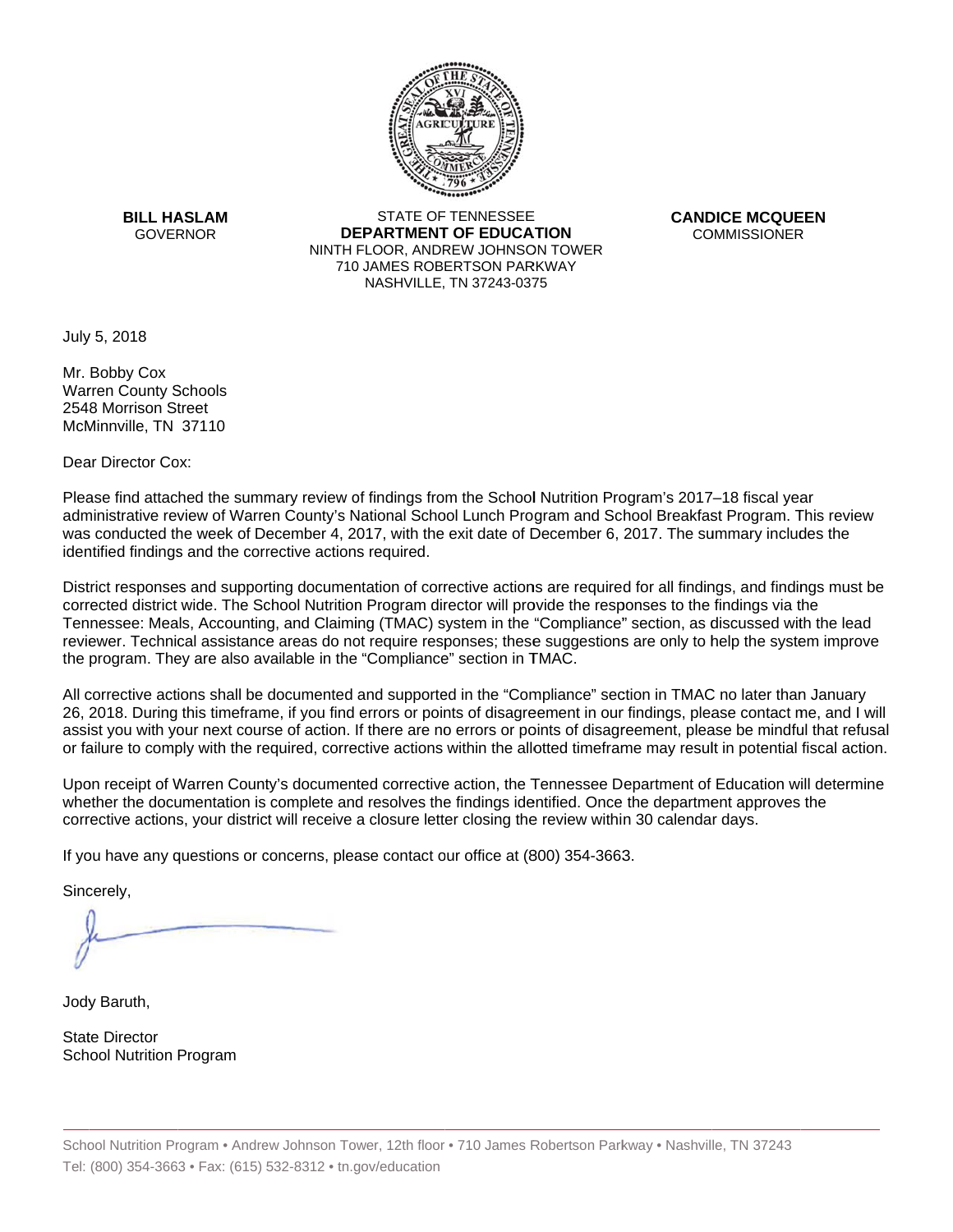**BILL HASLAM**
GOVERNOR

STATE OF TENNESSEE
**DEPARTMENT OF EDUCATION**
NINTH FLOOR, ANDREW JOHNSON TOWER
710 JAMES ROBERTSON PARKWAY
NASHVILLE, TN 37243-0375

**CANDICE MCQUEEN**
COMMISSIONER

July 5, 2018

Mr. Bobby Cox
Warren County Schools
2548 Morrison Street
McMinnville, TN 37110

Dear Director Cox:

Please find attached the summary review of findings from the School Nutrition Program's 2017–18 fiscal year administrative review of Warren County's National School Lunch Program and School Breakfast Program. This review was conducted the week of December 4, 2017, with the exit date of December 6, 2017. The summary includes the identified findings and the corrective actions required.

District responses and supporting documentation of corrective actions are required for all findings, and findings must be corrected district wide. The School Nutrition Program director will provide the responses to the findings via the Tennessee: Meals, Accounting, and Claiming (TMAC) system in the "Compliance" section, as discussed with the lead reviewer. Technical assistance areas do not require responses; these suggestions are only to help the system improve the program. They are also available in the "Compliance" section in TMAC.

All corrective actions shall be documented and supported in the "Compliance" section in TMAC no later than January 26, 2018. During this timeframe, if you find errors or points of disagreement in our findings, please contact me, and I will assist you with your next course of action. If there are no errors or points of disagreement, please be mindful that refusal or failure to comply with the required, corrective actions within the allotted timeframe may result in potential fiscal action.

Upon receipt of Warren County's documented corrective action, the Tennessee Department of Education will determine whether the documentation is complete and resolves the findings identified. Once the department approves the corrective actions, your district will receive a closure letter closing the review within 30 calendar days.

If you have any questions or concerns, please contact our office at (800) 354-3663.

Sincerely,

Jody Baruth,

State Director
School Nutrition Program

School Nutrition Program • Andrew Johnson Tower, 12th floor • 710 James Robertson Parkway • Nashville, TN 37243
Tel: (800) 354-3663 • Fax: (615) 532-8312 • tn.gov/education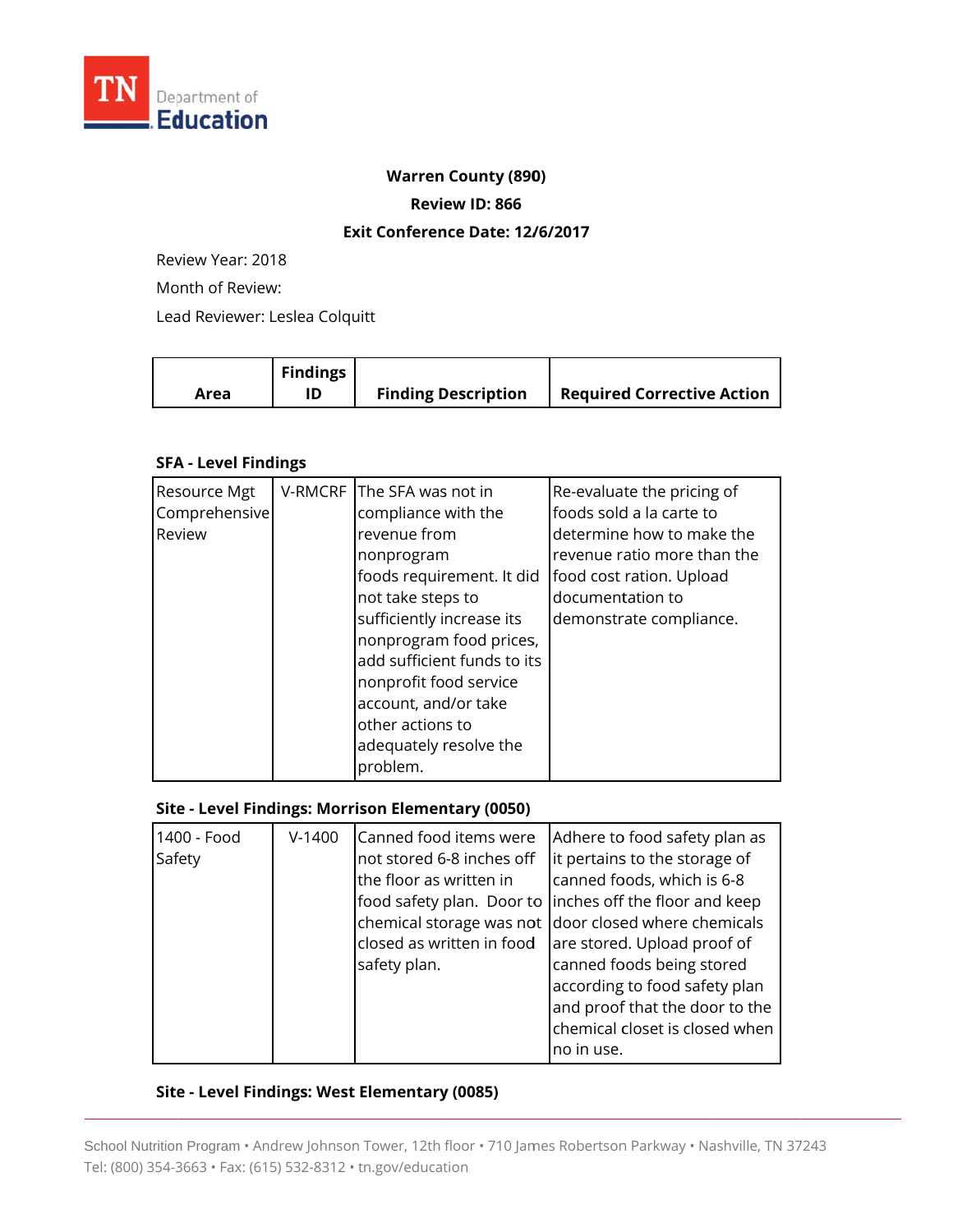TN Department of Education

**Warren County (890)**

**Review ID: 866**

**Exit Conference Date: 12/6/2017**

Review Year: 2018

Month of Review:

Lead Reviewer: Leslea Colquitt

| Area | Findings ID | Finding Description | Required Corrective Action |
|---|---|---|---|

**SFA - Level Findings**

| Area | Findings ID | Finding Description | Required Corrective Action |
|---|---|---|---|
| Resource Mgt Comprehensive Review | V-RMCRF | The SFA was not in compliance with the revenue from nonprogram foods requirement. It did not take steps to sufficiently increase its nonprogram food prices, add sufficient funds to its nonprofit food service account, and/or take other actions to adequately resolve the problem. | Re-evaluate the pricing of foods sold a la carte to determine how to make the revenue ratio more than the food cost ration. Upload documentation to demonstrate compliance. |

**Site - Level Findings: Morrison Elementary (0050)**

| Area | Findings ID | Finding Description | Required Corrective Action |
|---|---|---|---|
| 1400 - Food Safety | V-1400 | Canned food items were not stored 6-8 inches off the floor as written in food safety plan. Door to chemical storage was not closed as written in food safety plan. | Adhere to food safety plan as it pertains to the storage of canned foods, which is 6-8 inches off the floor and keep door closed where chemicals are stored. Upload proof of canned foods being stored according to food safety plan and proof that the door to the chemical closet is closed when no in use. |

**Site - Level Findings: West Elementary (0085)**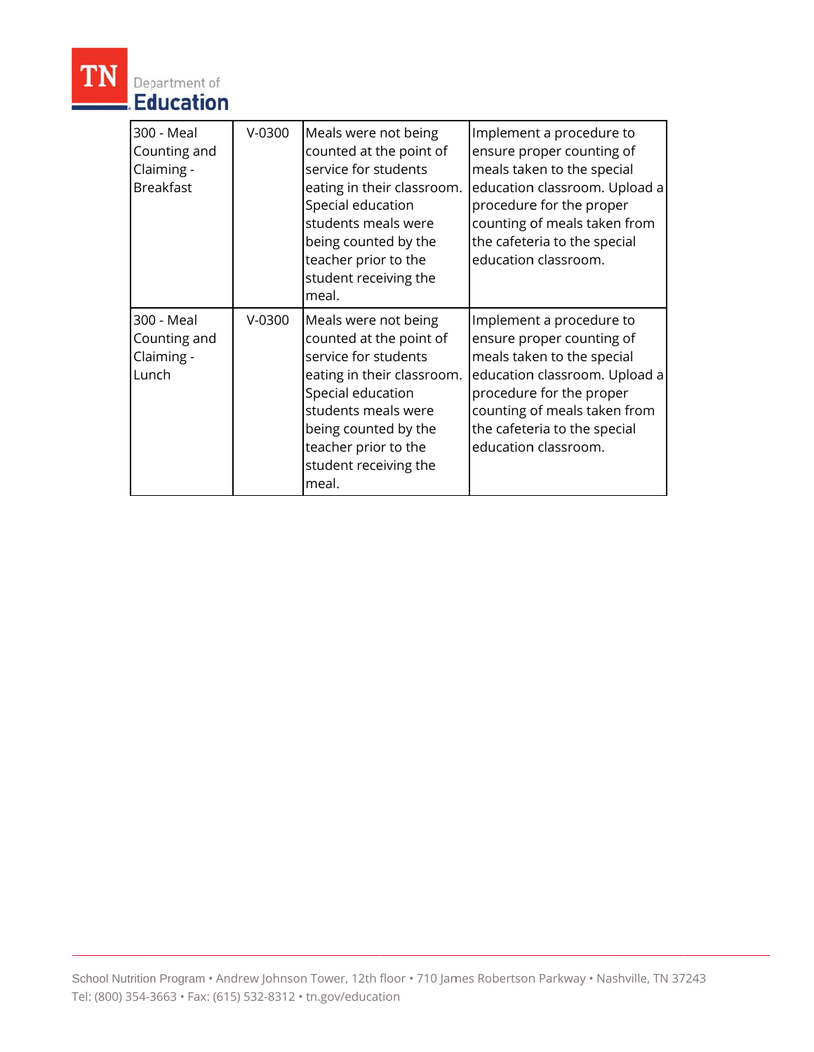| | | | |
|---|---|---|---|
| 300 - Meal Counting and Claiming - Breakfast | V-0300 | Meals were not being counted at the point of service for students eating in their classroom. Special education students meals were being counted by the teacher prior to the student receiving the meal. | Implement a procedure to ensure proper counting of meals taken to the special education classroom. Upload a procedure for the proper counting of meals taken from the cafeteria to the special education classroom. |
| 300 - Meal Counting and Claiming - Lunch | V-0300 | Meals were not being counted at the point of service for students eating in their classroom. Special education students meals were being counted by the teacher prior to the student receiving the meal. | Implement a procedure to ensure proper counting of meals taken to the special education classroom. Upload a procedure for the proper counting of meals taken from the cafeteria to the special education classroom. |